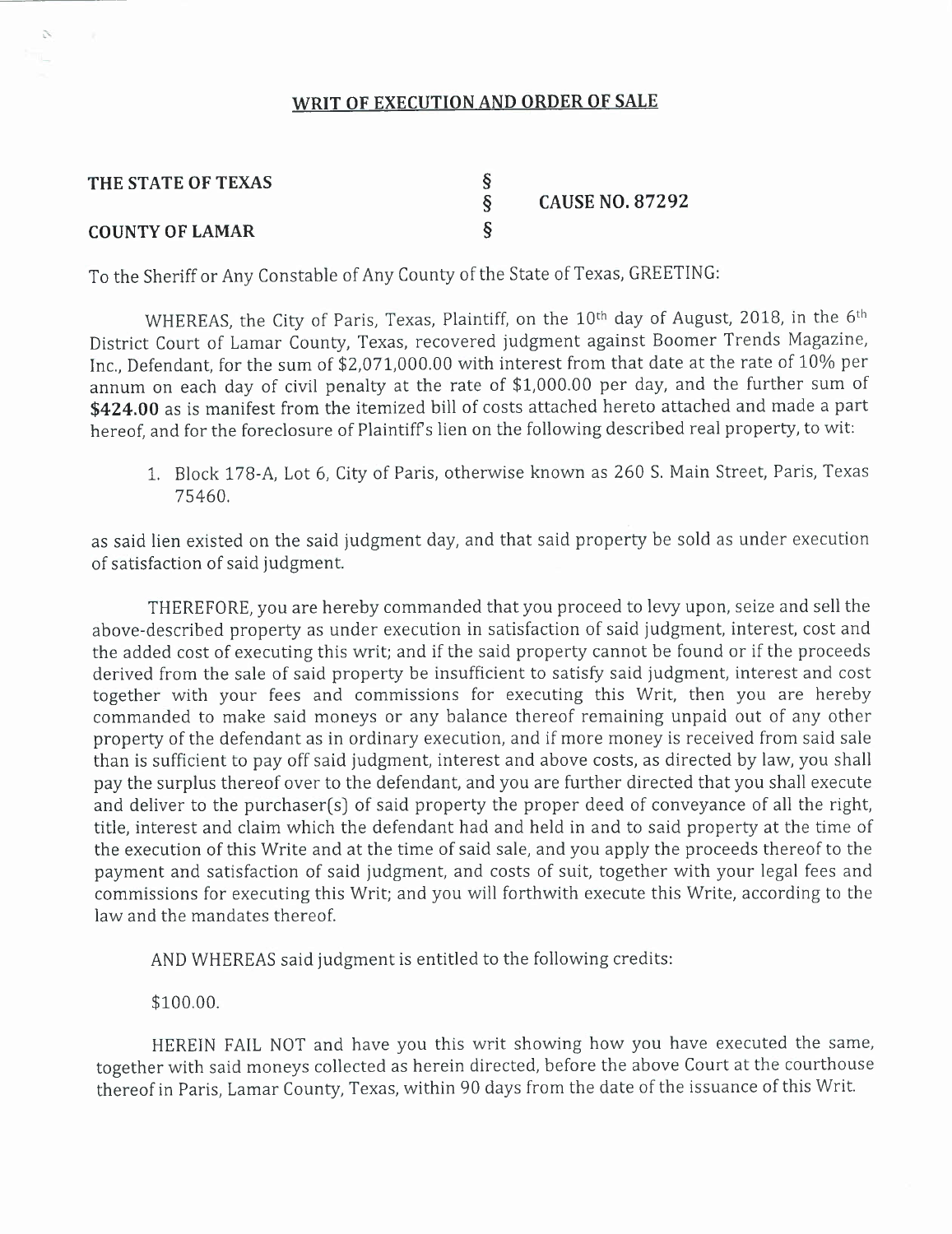## WRIT OF EXECUTION AND ORDER OF SALE

| | | |
|---|---|---|
| **THE STATE OF TEXAS** | § | |
| | § | **CAUSE NO. 87292** |
| **COUNTY OF LAMAR** | § | |

To the Sheriff or Any Constable of Any County of the State of Texas, GREETING:

WHEREAS, the City of Paris, Texas, Plaintiff, on the 10th day of August, 2018, in the 6th District Court of Lamar County, Texas, recovered judgment against Boomer Trends Magazine, Inc., Defendant, for the sum of $2,071,000.00 with interest from that date at the rate of 10% per annum on each day of civil penalty at the rate of $1,000.00 per day, and the further sum of **$424.00** as is manifest from the itemized bill of costs attached hereto attached and made a part hereof, and for the foreclosure of Plaintiff's lien on the following described real property, to wit:

1. Block 178-A, Lot 6, City of Paris, otherwise known as 260 S. Main Street, Paris, Texas 75460.

as said lien existed on the said judgment day, and that said property be sold as under execution of satisfaction of said judgment.

THEREFORE, you are hereby commanded that you proceed to levy upon, seize and sell the above-described property as under execution in satisfaction of said judgment, interest, cost and the added cost of executing this writ; and if the said property cannot be found or if the proceeds derived from the sale of said property be insufficient to satisfy said judgment, interest and cost together with your fees and commissions for executing this Writ, then you are hereby commanded to make said moneys or any balance thereof remaining unpaid out of any other property of the defendant as in ordinary execution, and if more money is received from said sale than is sufficient to pay off said judgment, interest and above costs, as directed by law, you shall pay the surplus thereof over to the defendant, and you are further directed that you shall execute and deliver to the purchaser(s) of said property the proper deed of conveyance of all the right, title, interest and claim which the defendant had and held in and to said property at the time of the execution of this Write and at the time of said sale, and you apply the proceeds thereof to the payment and satisfaction of said judgment, and costs of suit, together with your legal fees and commissions for executing this Writ; and you will forthwith execute this Write, according to the law and the mandates thereof.

AND WHEREAS said judgment is entitled to the following credits:

$100.00.

HEREIN FAIL NOT and have you this writ showing how you have executed the same, together with said moneys collected as herein directed, before the above Court at the courthouse thereof in Paris, Lamar County, Texas, within 90 days from the date of the issuance of this Writ.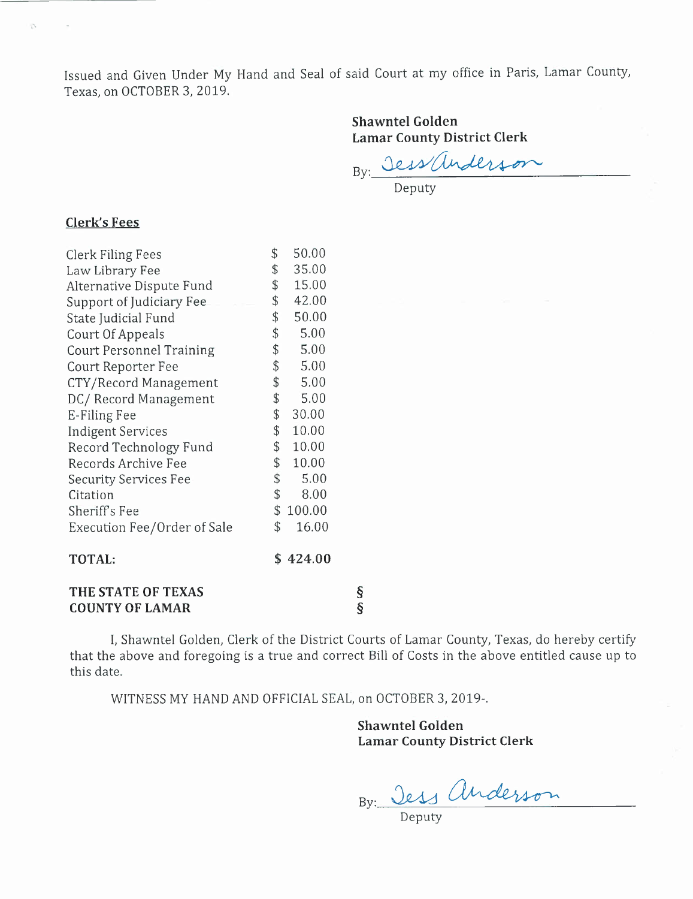Issued and Given Under My Hand and Seal of said Court at my office in Paris, Lamar County, Texas, on OCTOBER 3, 2019.

**Shawntel Golden**
**Lamar County District Clerk**

By: Jess Anderson
Deputy

**Clerk's Fees**

| Fee | Amount |
|---|---|
| Clerk Filing Fees | $ 50.00 |
| Law Library Fee | $ 35.00 |
| Alternative Dispute Fund | $ 15.00 |
| Support of Judiciary Fee | $ 42.00 |
| State Judicial Fund | $ 50.00 |
| Court Of Appeals | $ 5.00 |
| Court Personnel Training | $ 5.00 |
| Court Reporter Fee | $ 5.00 |
| CTY/Record Management | $ 5.00 |
| DC/ Record Management | $ 5.00 |
| E-Filing Fee | $ 30.00 |
| Indigent Services | $ 10.00 |
| Record Technology Fund | $ 10.00 |
| Records Archive Fee | $ 10.00 |
| Security Services Fee | $ 5.00 |
| Citation | $ 8.00 |
| Sheriff's Fee | $ 100.00 |
| Execution Fee/Order of Sale | $ 16.00 |
| **TOTAL:** | **$ 424.00** |

**THE STATE OF TEXAS** §
**COUNTY OF LAMAR** §

I, Shawntel Golden, Clerk of the District Courts of Lamar County, Texas, do hereby certify that the above and foregoing is a true and correct Bill of Costs in the above entitled cause up to this date.

WITNESS MY HAND AND OFFICIAL SEAL, on OCTOBER 3, 2019-.

**Shawntel Golden**
**Lamar County District Clerk**

By: Jess Anderson
Deputy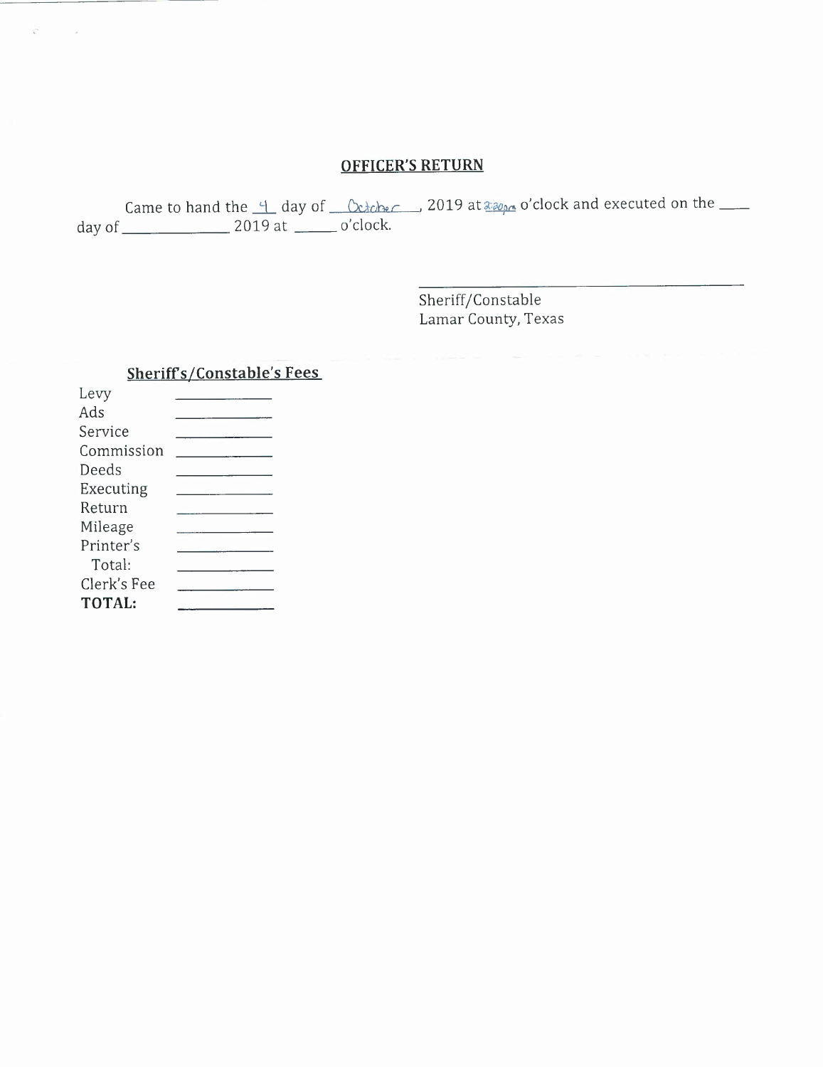## OFFICER'S RETURN

Came to hand the 4 day of October, 2019 at 2:20pm o'clock and executed on the ____ day of ______________ 2019 at ______ o'clock.

______________________________

Sheriff/Constable
Lamar County, Texas

**Sheriff's/Constable's Fees**

| | |
|---|---|
| Levy | ____________ |
| Ads | ____________ |
| Service | ____________ |
| Commission | ____________ |
| Deeds | ____________ |
| Executing | ____________ |
| Return | ____________ |
| Mileage | ____________ |
| Printer's | ____________ |
| Total: | ____________ |
| Clerk's Fee | ____________ |
| **TOTAL:** | ____________ |